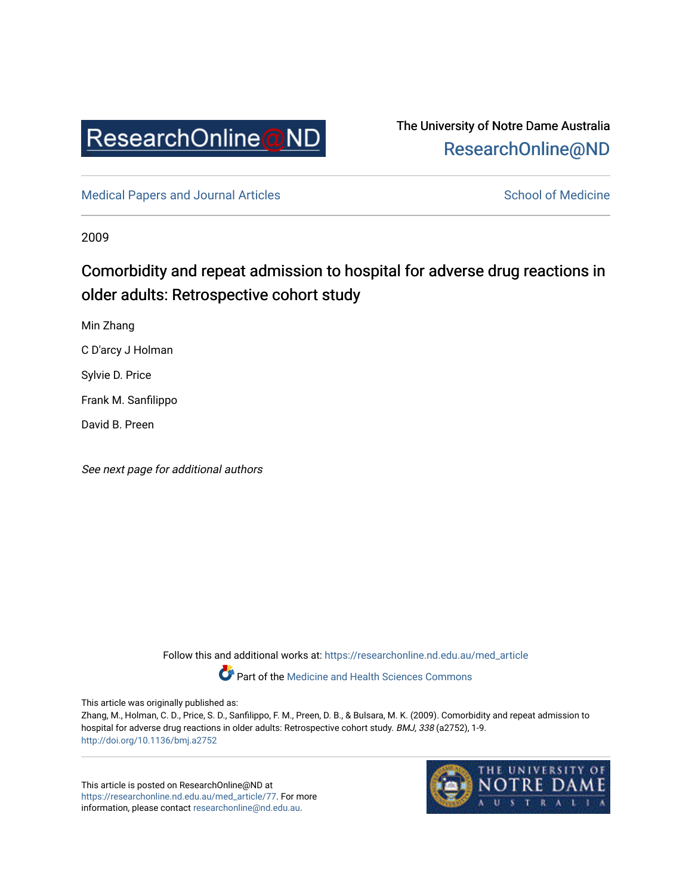ResearchOnline@ND

The University of Notre Dame Australia
ResearchOnline@ND

Medical Papers and Journal Articles

School of Medicine

2009

# Comorbidity and repeat admission to hospital for adverse drug reactions in older adults: Retrospective cohort study

Min Zhang

C D'arcy J Holman

Sylvie D. Price

Frank M. Sanfilippo

David B. Preen

*See next page for additional authors*

Follow this and additional works at: https://researchonline.nd.edu.au/med_article

Part of the Medicine and Health Sciences Commons

This article was originally published as:
Zhang, M., Holman, C. D., Price, S. D., Sanfilippo, F. M., Preen, D. B., & Bulsara, M. K. (2009). Comorbidity and repeat admission to hospital for adverse drug reactions in older adults: Retrospective cohort study. *BMJ, 338* (a2752), 1-9.
http://doi.org/10.1136/bmj.a2752

This article is posted on ResearchOnline@ND at https://researchonline.nd.edu.au/med_article/77. For more information, please contact researchonline@nd.edu.au.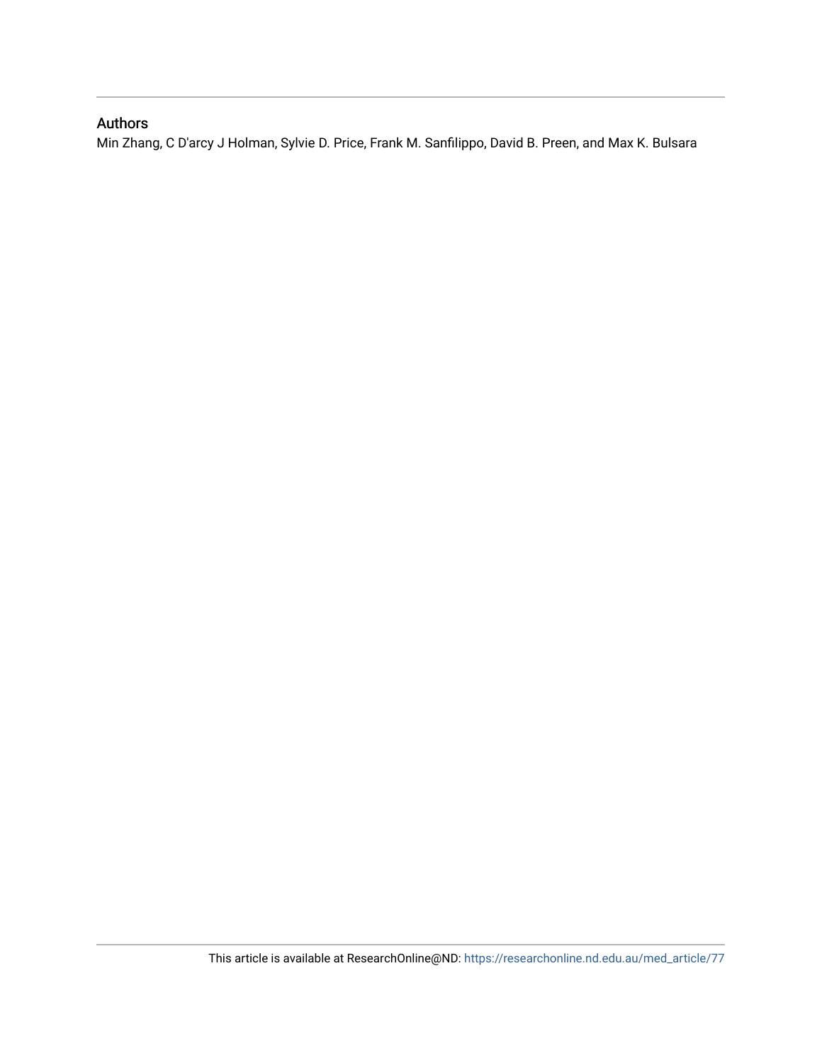## Authors

Min Zhang, C D'arcy J Holman, Sylvie D. Price, Frank M. Sanfilippo, David B. Preen, and Max K. Bulsara

This article is available at ResearchOnline@ND: https://researchonline.nd.edu.au/med_article/77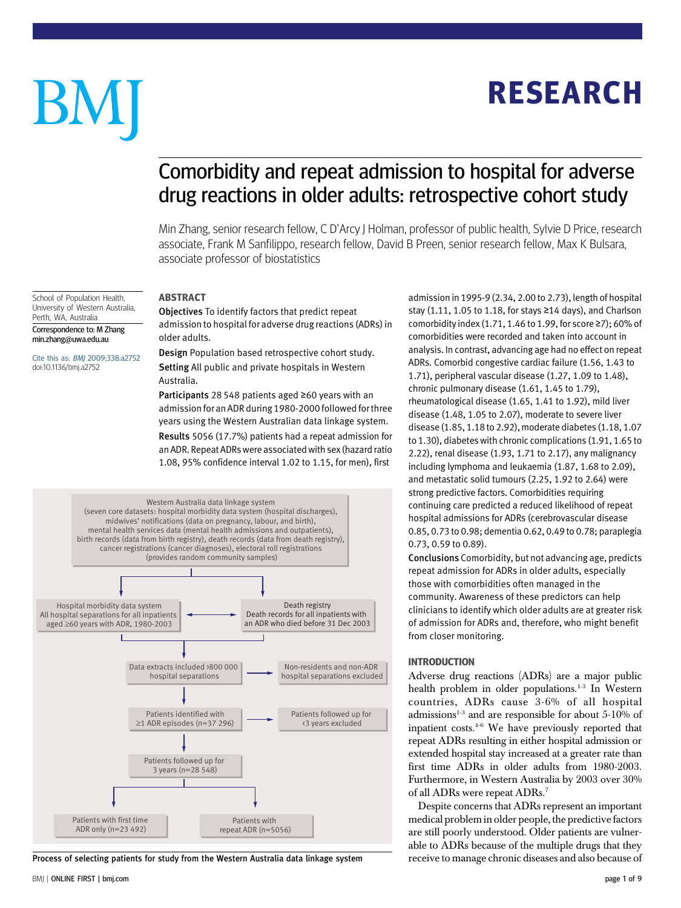# RESEARCH

# Comorbidity and repeat admission to hospital for adverse drug reactions in older adults: retrospective cohort study

Min Zhang, senior research fellow, C D'Arcy J Holman, professor of public health, Sylvie D Price, research associate, Frank M Sanfilippo, research fellow, David B Preen, senior research fellow, Max K Bulsara, associate professor of biostatistics

School of Population Health, University of Western Australia, Perth, WA, Australia

Correspondence to: M Zhang min.zhang@uwa.edu.au

Cite this as: *BMJ* 2009;338:a2752 doi:10.1136/bmj.a2752

## ABSTRACT

**Objectives** To identify factors that predict repeat admission to hospital for adverse drug reactions (ADRs) in older adults.

**Design** Population based retrospective cohort study.

**Setting** All public and private hospitals in Western Australia.

**Participants** 28 548 patients aged ≥60 years with an admission for an ADR during 1980-2000 followed for three years using the Western Australian data linkage system.

**Results** 5056 (17.7%) patients had a repeat admission for an ADR. Repeat ADRs were associated with sex (hazard ratio 1.08, 95% confidence interval 1.02 to 1.15, for men), first admission in 1995-9 (2.34, 2.00 to 2.73), length of hospital stay (1.11, 1.05 to 1.18, for stays ≥14 days), and Charlson comorbidity index (1.71, 1.46 to 1.99, for score ≥7); 60% of comorbidities were recorded and taken into account in analysis. In contrast, advancing age had no effect on repeat ADRs. Comorbid congestive cardiac failure (1.56, 1.43 to 1.71), peripheral vascular disease (1.27, 1.09 to 1.48), chronic pulmonary disease (1.61, 1.45 to 1.79), rheumatological disease (1.65, 1.41 to 1.92), mild liver disease (1.48, 1.05 to 2.07), moderate to severe liver disease (1.85, 1.18 to 2.92), moderate diabetes (1.18, 1.07 to 1.30), diabetes with chronic complications (1.91, 1.65 to 2.22), renal disease (1.93, 1.71 to 2.17), any malignancy including lymphoma and leukaemia (1.87, 1.68 to 2.09), and metastatic solid tumours (2.25, 1.92 to 2.64) were strong predictive factors. Comorbidities requiring continuing care predicted a reduced likelihood of repeat hospital admissions for ADRs (cerebrovascular disease 0.85, 0.73 to 0.98; dementia 0.62, 0.49 to 0.78; paraplegia 0.73, 0.59 to 0.89).

**Conclusions** Comorbidity, but not advancing age, predicts repeat admission for ADRs in older adults, especially those with comorbidities often managed in the community. Awareness of these predictors can help clinicians to identify which older adults are at greater risk of admission for ADRs and, therefore, who might benefit from closer monitoring.

Western Australia data linkage system (seven core datasets: hospital morbidity data system (hospital discharges), midwives' notifications (data on pregnancy, labour, and birth), mental health services data (mental health admissions and outpatients), birth records (data from birth registry), death records (data from death registry), cancer registrations (cancer diagnoses), electoral roll registrations (provides random community samples))

→ Hospital morbidity data system: All hospital separations for all inpatients aged ≥60 years with ADR, 1980-2003 ↔ Death registry: Death records for all inpatients with an ADR who died before 31 Dec 2003

→ Data extracts included >800 000 hospital separations → Non-residents and non-ADR hospital separations excluded

→ Patients identified with ≥1 ADR episodes (n=37 296) → Patients followed up for <3 years excluded

→ Patients followed up for 3 years (n=28 548)

→ Patients with first time ADR only (n=23 492); Patients with repeat ADR (n=5056)

**Process of selecting patients for study from the Western Australia data linkage system**

## INTRODUCTION

Adverse drug reactions (ADRs) are a major public health problem in older populations.[1-3] In Western countries, ADRs cause 3-6% of all hospital admissions[1-3] and are responsible for about 5-10% of inpatient costs.[4-6] We have previously reported that repeat ADRs resulting in either hospital admission or extended hospital stay increased at a greater rate than first time ADRs in older adults from 1980-2003. Furthermore, in Western Australia by 2003 over 30% of all ADRs were repeat ADRs.[7]

Despite concerns that ADRs represent an important medical problem in older people, the predictive factors are still poorly understood. Older patients are vulnerable to ADRs because of the multiple drugs that they receive to manage chronic diseases and also because of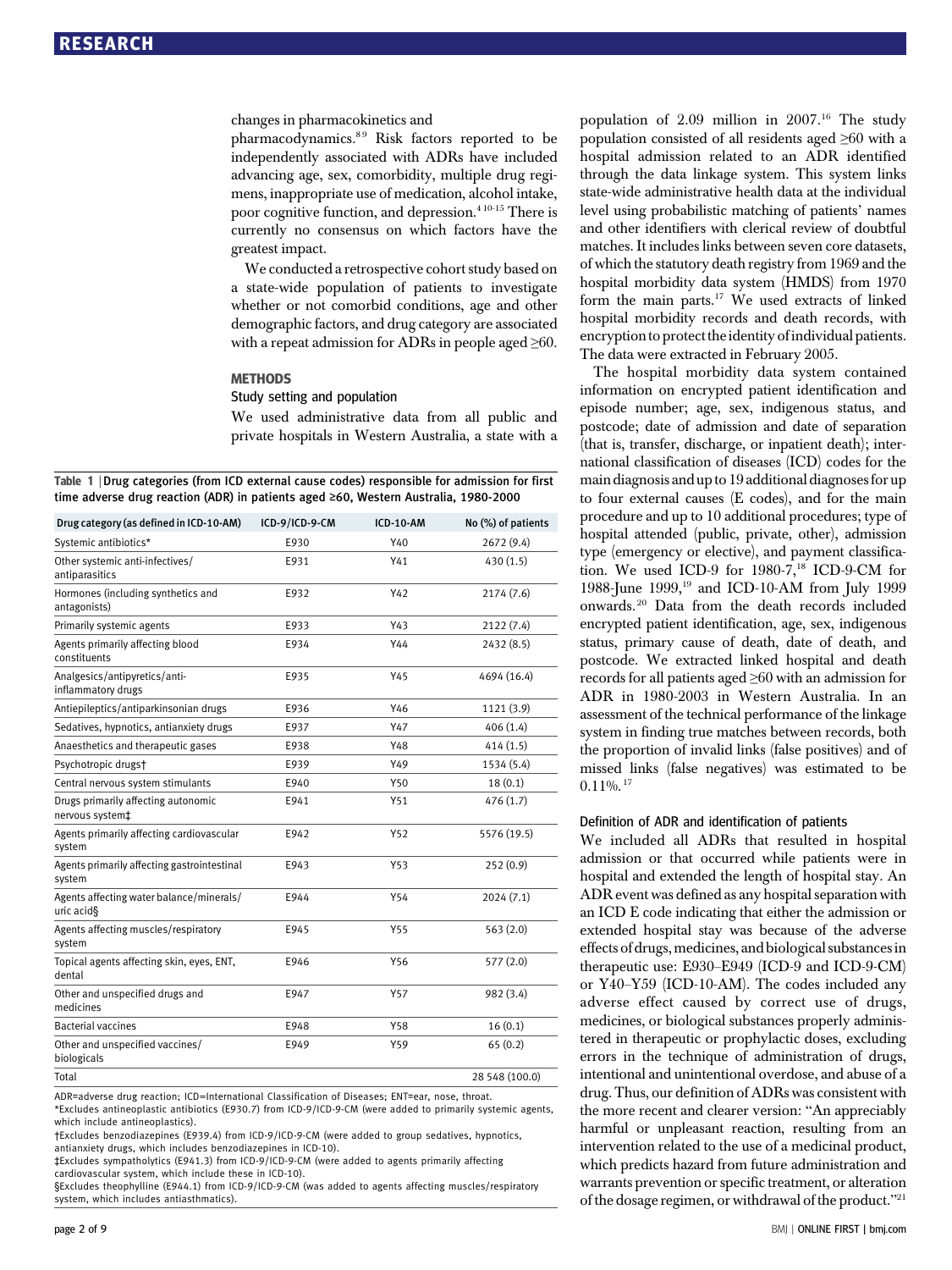changes in pharmacokinetics and pharmacodynamics.[8 9] Risk factors reported to be independently associated with ADRs have included advancing age, sex, comorbidity, multiple drug regimens, inappropriate use of medication, alcohol intake, poor cognitive function, and depression.[4 10-15] There is currently no consensus on which factors have the greatest impact.

We conducted a retrospective cohort study based on a state-wide population of patients to investigate whether or not comorbid conditions, age and other demographic factors, and drug category are associated with a repeat admission for ADRs in people aged ≥60.

## METHODS

### Study setting and population

We used administrative data from all public and private hospitals in Western Australia, a state with a population of 2.09 million in 2007.[16] The study population consisted of all residents aged ≥60 with a hospital admission related to an ADR identified through the data linkage system. This system links state-wide administrative health data at the individual level using probabilistic matching of patients' names and other identifiers with clerical review of doubtful matches. It includes links between seven core datasets, of which the statutory death registry from 1969 and the hospital morbidity data system (HMDS) from 1970 form the main parts.[17] We used extracts of linked hospital morbidity records and death records, with encryption to protect the identity of individual patients. The data were extracted in February 2005.

The hospital morbidity data system contained information on encrypted patient identification and episode number; age, sex, indigenous status, and postcode; date of admission and date of separation (that is, transfer, discharge, or inpatient death); international classification of diseases (ICD) codes for the main diagnosis and up to 19 additional diagnoses for up to four external causes (E codes), and for the main procedure and up to 10 additional procedures; type of hospital attended (public, private, other), admission type (emergency or elective), and payment classification. We used ICD-9 for 1980-7,[18] ICD-9-CM for 1988-June 1999,[19] and ICD-10-AM from July 1999 onwards.[20] Data from the death records included encrypted patient identification, age, sex, indigenous status, primary cause of death, date of death, and postcode. We extracted linked hospital and death records for all patients aged ≥60 with an admission for ADR in 1980-2003 in Western Australia. In an assessment of the technical performance of the linkage system in finding true matches between records, both the proportion of invalid links (false positives) and of missed links (false negatives) was estimated to be 0.11%.[17]

**Table 1** | Drug categories (from ICD external cause codes) responsible for admission for first time adverse drug reaction (ADR) in patients aged ≥60, Western Australia, 1980-2000

| Drug category (as defined in ICD-10-AM) | ICD-9/ICD-9-CM | ICD-10-AM | No (%) of patients |
|---|---|---|---|
| Systemic antibiotics* | E930 | Y40 | 2672 (9.4) |
| Other systemic anti-infectives/ antiparasitics | E931 | Y41 | 430 (1.5) |
| Hormones (including synthetics and antagonists) | E932 | Y42 | 2174 (7.6) |
| Primarily systemic agents | E933 | Y43 | 2122 (7.4) |
| Agents primarily affecting blood constituents | E934 | Y44 | 2432 (8.5) |
| Analgesics/antipyretics/anti-inflammatory drugs | E935 | Y45 | 4694 (16.4) |
| Antiepileptics/antiparkinsonian drugs | E936 | Y46 | 1121 (3.9) |
| Sedatives, hypnotics, antianxiety drugs | E937 | Y47 | 406 (1.4) |
| Anaesthetics and therapeutic gases | E938 | Y48 | 414 (1.5) |
| Psychotropic drugs† | E939 | Y49 | 1534 (5.4) |
| Central nervous system stimulants | E940 | Y50 | 18 (0.1) |
| Drugs primarily affecting autonomic nervous system‡ | E941 | Y51 | 476 (1.7) |
| Agents primarily affecting cardiovascular system | E942 | Y52 | 5576 (19.5) |
| Agents primarily affecting gastrointestinal system | E943 | Y53 | 252 (0.9) |
| Agents affecting water balance/minerals/ uric acid§ | E944 | Y54 | 2024 (7.1) |
| Agents affecting muscles/respiratory system | E945 | Y55 | 563 (2.0) |
| Topical agents affecting skin, eyes, ENT, dental | E946 | Y56 | 577 (2.0) |
| Other and unspecified drugs and medicines | E947 | Y57 | 982 (3.4) |
| Bacterial vaccines | E948 | Y58 | 16 (0.1) |
| Other and unspecified vaccines/ biologicals | E949 | Y59 | 65 (0.2) |
| Total | | | 28 548 (100.0) |

ADR=adverse drug reaction; ICD=International Classification of Diseases; ENT=ear, nose, throat.
*Excludes antineoplastic antibiotics (E930.7) from ICD-9/ICD-9-CM (were added to primarily systemic agents, which include antineoplastics).
†Excludes benzodiazepines (E939.4) from ICD-9/ICD-9-CM (were added to group sedatives, hypnotics, antianxiety drugs, which include benzodiazepines in ICD-10).
‡Excludes sympatholytics (E941.3) from ICD-9/ICD-9-CM (were added to agents primarily affecting cardiovascular system, which include these in ICD-10).
§Excludes theophylline (E944.1) from ICD-9/ICD-9-CM (was added to agents affecting muscles/respiratory system, which includes antiasthmatics).

### Definition of ADR and identification of patients

We included all ADRs that resulted in hospital admission or that occurred while patients were in hospital and extended the length of hospital stay. An ADR event was defined as any hospital separation with an ICD E code indicating that either the admission or extended hospital stay was because of the adverse effects of drugs, medicines, and biological substances in therapeutic use: E930–E949 (ICD-9 and ICD-9-CM) or Y40–Y59 (ICD-10-AM). The codes included any adverse effect caused by correct use of drugs, medicines, or biological substances properly administered in therapeutic or prophylactic doses, excluding errors in the technique of administration of drugs, intentional and unintentional overdose, and abuse of a drug. Thus, our definition of ADRs was consistent with the more recent and clearer version: "An appreciably harmful or unpleasant reaction, resulting from an intervention related to the use of a medicinal product, which predicts hazard from future administration and warrants prevention or specific treatment, or alteration of the dosage regimen, or withdrawal of the product."[21]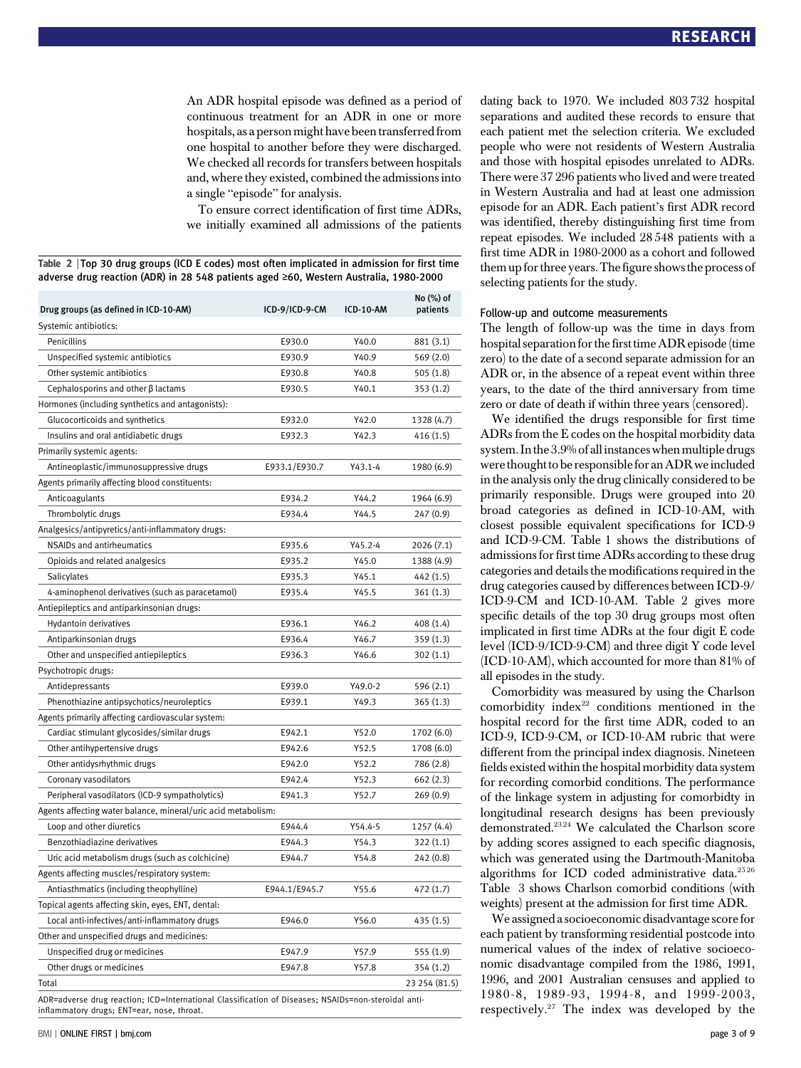An ADR hospital episode was defined as a period of continuous treatment for an ADR in one or more hospitals, as a person might have been transferred from one hospital to another before they were discharged. We checked all records for transfers between hospitals and, where they existed, combined the admissions into a single "episode" for analysis.

To ensure correct identification of first time ADRs, we initially examined all admissions of the patients dating back to 1970. We included 803 732 hospital separations and audited these records to ensure that each patient met the selection criteria. We excluded people who were not residents of Western Australia and those with hospital episodes unrelated to ADRs. There were 37 296 patients who lived and were treated in Western Australia and had at least one admission episode for an ADR. Each patient's first ADR record was identified, thereby distinguishing first time from repeat episodes. We included 28 548 patients with a first time ADR in 1980-2000 as a cohort and followed them up for three years. The figure shows the process of selecting patients for the study.

**Table 2** | Top 30 drug groups (ICD E codes) most often implicated in admission for first time adverse drug reaction (ADR) in 28 548 patients aged ≥60, Western Australia, 1980-2000

| Drug groups (as defined in ICD-10-AM) | ICD-9/ICD-9-CM | ICD-10-AM | No (%) of patients |
|---|---|---|---|
| Systemic antibiotics: | | | |
| Penicillins | E930.0 | Y40.0 | 881 (3.1) |
| Unspecified systemic antibiotics | E930.9 | Y40.9 | 569 (2.0) |
| Other systemic antibiotics | E930.8 | Y40.8 | 505 (1.8) |
| Cephalosporins and other β lactams | E930.5 | Y40.1 | 353 (1.2) |
| Hormones (including synthetics and antagonists): | | | |
| Glucocorticoids and synthetics | E932.0 | Y42.0 | 1328 (4.7) |
| Insulins and oral antidiabetic drugs | E932.3 | Y42.3 | 416 (1.5) |
| Primarily systemic agents: | | | |
| Antineoplastic/immunosuppressive drugs | E933.1/E930.7 | Y43.1-4 | 1980 (6.9) |
| Agents primarily affecting blood constituents: | | | |
| Anticoagulants | E934.2 | Y44.2 | 1964 (6.9) |
| Thrombolytic drugs | E934.4 | Y44.5 | 247 (0.9) |
| Analgesics/antipyretics/anti-inflammatory drugs: | | | |
| NSAIDs and antirheumatics | E935.6 | Y45.2-4 | 2026 (7.1) |
| Opioids and related analgesics | E935.2 | Y45.0 | 1388 (4.9) |
| Salicylates | E935.3 | Y45.1 | 442 (1.5) |
| 4-aminophenol derivatives (such as paracetamol) | E935.4 | Y45.5 | 361 (1.3) |
| Antiepileptics and antiparkinsonian drugs: | | | |
| Hydantoin derivatives | E936.1 | Y46.2 | 408 (1.4) |
| Antiparkinsonian drugs | E936.4 | Y46.7 | 359 (1.3) |
| Other and unspecified antiepileptics | E936.3 | Y46.6 | 302 (1.1) |
| Psychotropic drugs: | | | |
| Antidepressants | E939.0 | Y49.0-2 | 596 (2.1) |
| Phenothiazine antipsychotics/neuroleptics | E939.1 | Y49.3 | 365 (1.3) |
| Agents primarily affecting cardiovascular system: | | | |
| Cardiac stimulant glycosides/similar drugs | E942.1 | Y52.0 | 1702 (6.0) |
| Other antihypertensive drugs | E942.6 | Y52.5 | 1708 (6.0) |
| Other antidysrhythmic drugs | E942.0 | Y52.2 | 786 (2.8) |
| Coronary vasodilators | E942.4 | Y52.3 | 662 (2.3) |
| Peripheral vasodilators (ICD-9 sympatholytics) | E941.3 | Y52.7 | 269 (0.9) |
| Agents affecting water balance, mineral/uric acid metabolism: | | | |
| Loop and other diuretics | E944.4 | Y54.4-5 | 1257 (4.4) |
| Benzothiadiazine derivatives | E944.3 | Y54.3 | 322 (1.1) |
| Uric acid metabolism drugs (such as colchicine) | E944.7 | Y54.8 | 242 (0.8) |
| Agents affecting muscles/respiratory system: | | | |
| Antiasthmatics (including theophylline) | E944.1/E945.7 | Y55.6 | 472 (1.7) |
| Topical agents affecting skin, eyes, ENT, dental: | | | |
| Local anti-infectives/anti-inflammatory drugs | E946.0 | Y56.0 | 435 (1.5) |
| Other and unspecified drugs and medicines: | | | |
| Unspecified drug or medicines | E947.9 | Y57.9 | 555 (1.9) |
| Other drugs or medicines | E947.8 | Y57.8 | 354 (1.2) |
| Total | | | 23 254 (81.5) |

ADR=adverse drug reaction; ICD=International Classification of Diseases; NSAIDs=non-steroidal anti-inflammatory drugs; ENT=ear, nose, throat.

### Follow-up and outcome measurements

The length of follow-up was the time in days from hospital separation for the first time ADR episode (time zero) to the date of a second separate admission for an ADR or, in the absence of a repeat event within three years, to the date of the third anniversary from time zero or date of death if within three years (censored).

We identified the drugs responsible for first time ADRs from the E codes on the hospital morbidity data system. In the 3.9% of all instances when multiple drugs were thought to be responsible for an ADR we included in the analysis only the drug clinically considered to be primarily responsible. Drugs were grouped into 20 broad categories as defined in ICD-10-AM, with closest possible equivalent specifications for ICD-9 and ICD-9-CM. Table 1 shows the distributions of admissions for first time ADRs according to these drug categories and details the modifications required in the drug categories caused by differences between ICD-9/ICD-9-CM and ICD-10-AM. Table 2 gives more specific details of the top 30 drug groups most often implicated in first time ADRs at the four digit E code level (ICD-9/ICD-9-CM) and three digit Y code level (ICD-10-AM), which accounted for more than 81% of all episodes in the study.

Comorbidity was measured by using the Charlson comorbidity index[22] conditions mentioned in the hospital record for the first time ADR, coded to an ICD-9, ICD-9-CM, or ICD-10-AM rubric that were different from the principal index diagnosis. Nineteen fields existed within the hospital morbidity data system for recording comorbid conditions. The performance of the linkage system in adjusting for comorbidty in longitudinal research designs has been previously demonstrated.[23,24] We calculated the Charlson score by adding scores assigned to each specific diagnosis, which was generated using the Dartmouth-Manitoba algorithms for ICD coded administrative data.[25,26] Table 3 shows Charlson comorbid conditions (with weights) present at the admission for first time ADR.

We assigned a socioeconomic disadvantage score for each patient by transforming residential postcode into numerical values of the index of relative socioeconomic disadvantage compiled from the 1986, 1991, 1996, and 2001 Australian censuses and applied to 1980-8, 1989-93, 1994-8, and 1999-2003, respectively.[27] The index was developed by the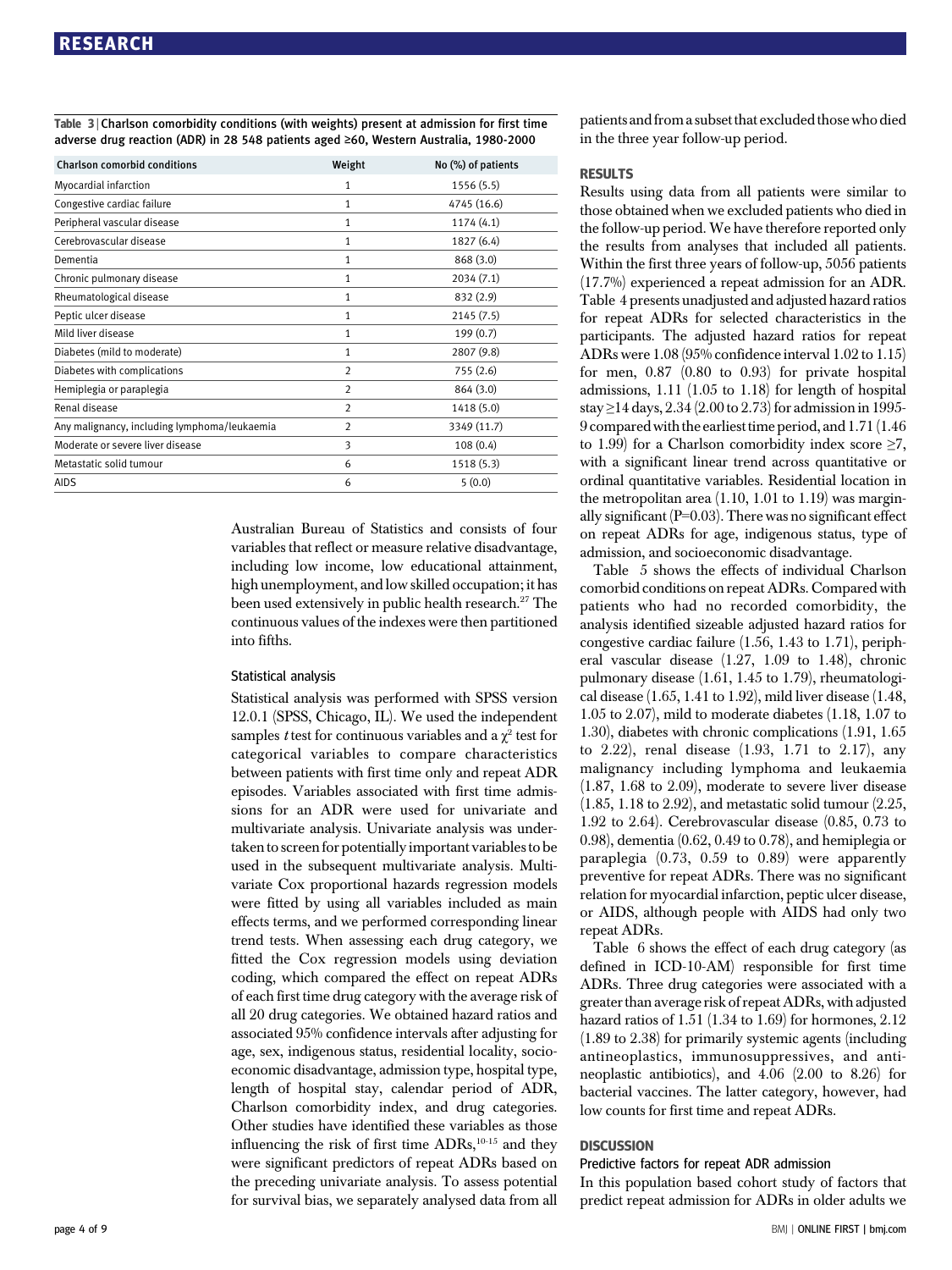**Table 3** | Charlson comorbidity conditions (with weights) present at admission for first time adverse drug reaction (ADR) in 28 548 patients aged ≥60, Western Australia, 1980-2000

| Charlson comorbid conditions | Weight | No (%) of patients |
|---|---|---|
| Myocardial infarction | 1 | 1556 (5.5) |
| Congestive cardiac failure | 1 | 4745 (16.6) |
| Peripheral vascular disease | 1 | 1174 (4.1) |
| Cerebrovascular disease | 1 | 1827 (6.4) |
| Dementia | 1 | 868 (3.0) |
| Chronic pulmonary disease | 1 | 2034 (7.1) |
| Rheumatological disease | 1 | 832 (2.9) |
| Peptic ulcer disease | 1 | 2145 (7.5) |
| Mild liver disease | 1 | 199 (0.7) |
| Diabetes (mild to moderate) | 1 | 2807 (9.8) |
| Diabetes with complications | 2 | 755 (2.6) |
| Hemiplegia or paraplegia | 2 | 864 (3.0) |
| Renal disease | 2 | 1418 (5.0) |
| Any malignancy, including lymphoma/leukaemia | 2 | 3349 (11.7) |
| Moderate or severe liver disease | 3 | 108 (0.4) |
| Metastatic solid tumour | 6 | 1518 (5.3) |
| AIDS | 6 | 5 (0.0) |

Australian Bureau of Statistics and consists of four variables that reflect or measure relative disadvantage, including low income, low educational attainment, high unemployment, and low skilled occupation; it has been used extensively in public health research.[27] The continuous values of the indexes were then partitioned into fifths.

### Statistical analysis

Statistical analysis was performed with SPSS version 12.0.1 (SPSS, Chicago, IL). We used the independent samples $t$ test for continuous variables and a $\chi^2$ test for categorical variables to compare characteristics between patients with first time only and repeat ADR episodes. Variables associated with first time admissions for an ADR were used for univariate and multivariate analysis. Univariate analysis was undertaken to screen for potentially important variables to be used in the subsequent multivariate analysis. Multivariate Cox proportional hazards regression models were fitted by using all variables included as main effects terms, and we performed corresponding linear trend tests. When assessing each drug category, we fitted the Cox regression models using deviation coding, which compared the effect on repeat ADRs of each first time drug category with the average risk of all 20 drug categories. We obtained hazard ratios and associated 95% confidence intervals after adjusting for age, sex, indigenous status, residential locality, socioeconomic disadvantage, admission type, hospital type, length of hospital stay, calendar period of ADR, Charlson comorbidity index, and drug categories. Other studies have identified these variables as those influencing the risk of first time ADRs,[10-15] and they were significant predictors of repeat ADRs based on the preceding univariate analysis. To assess potential for survival bias, we separately analysed data from all patients and from a subset that excluded those who died in the three year follow-up period.

## RESULTS

Results using data from all patients were similar to those obtained when we excluded patients who died in the follow-up period. We have therefore reported only the results from analyses that included all patients. Within the first three years of follow-up, 5056 patients (17.7%) experienced a repeat admission for an ADR. Table 4 presents unadjusted and adjusted hazard ratios for repeat ADRs for selected characteristics in the participants. The adjusted hazard ratios for repeat ADRs were 1.08 (95% confidence interval 1.02 to 1.15) for men, 0.87 (0.80 to 0.93) for private hospital admissions, 1.11 (1.05 to 1.18) for length of hospital stay ≥14 days, 2.34 (2.00 to 2.73) for admission in 1995-9 compared with the earliest time period, and 1.71 (1.46 to 1.99) for a Charlson comorbidity index score ≥7, with a significant linear trend across quantitative or ordinal quantitative variables. Residential location in the metropolitan area (1.10, 1.01 to 1.19) was marginally significant ($P=0.03$). There was no significant effect on repeat ADRs for age, indigenous status, type of admission, and socioeconomic disadvantage.

Table 5 shows the effects of individual Charlson comorbid conditions on repeat ADRs. Compared with patients who had no recorded comorbidity, the analysis identified sizeable adjusted hazard ratios for congestive cardiac failure (1.56, 1.43 to 1.71), peripheral vascular disease (1.27, 1.09 to 1.48), chronic pulmonary disease (1.61, 1.45 to 1.79), rheumatological disease (1.65, 1.41 to 1.92), mild liver disease (1.48, 1.05 to 2.07), mild to moderate diabetes (1.18, 1.07 to 1.30), diabetes with chronic complications (1.91, 1.65 to 2.22), renal disease (1.93, 1.71 to 2.17), any malignancy including lymphoma and leukaemia (1.87, 1.68 to 2.09), moderate to severe liver disease (1.85, 1.18 to 2.92), and metastatic solid tumour (2.25, 1.92 to 2.64). Cerebrovascular disease (0.85, 0.73 to 0.98), dementia (0.62, 0.49 to 0.78), and hemiplegia or paraplegia (0.73, 0.59 to 0.89) were apparently preventive for repeat ADRs. There was no significant relation for myocardial infarction, peptic ulcer disease, or AIDS, although people with AIDS had only two repeat ADRs.

Table 6 shows the effect of each drug category (as defined in ICD-10-AM) responsible for first time ADRs. Three drug categories were associated with a greater than average risk of repeat ADRs, with adjusted hazard ratios of 1.51 (1.34 to 1.69) for hormones, 2.12 (1.89 to 2.38) for primarily systemic agents (including antineoplastics, immunosuppressives, and antineoplastic antibiotics), and 4.06 (2.00 to 8.26) for bacterial vaccines. The latter category, however, had low counts for first time and repeat ADRs.

## DISCUSSION

### Predictive factors for repeat ADR admission

In this population based cohort study of factors that predict repeat admission for ADRs in older adults we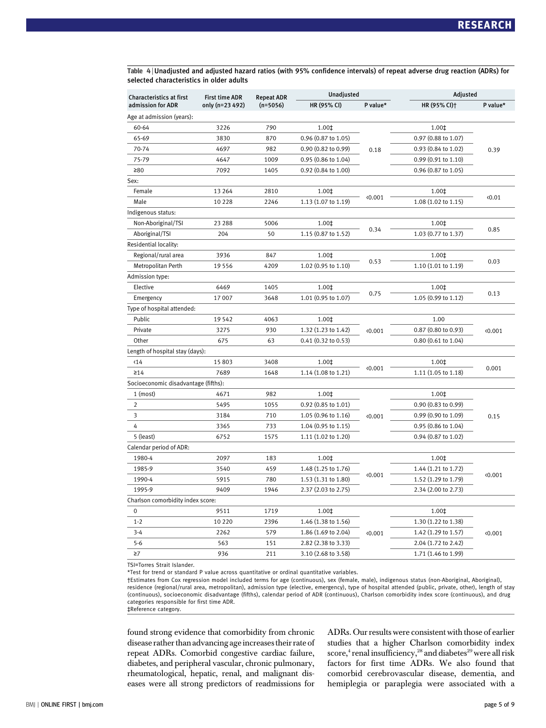**Table 4** | Unadjusted and adjusted hazard ratios (with 95% confidence intervals) of repeat adverse drug reaction (ADRs) for selected characteristics in older adults

| Characteristics at first admission for ADR | First time ADR only (n=23 492) | Repeat ADR (n=5056) | Unadjusted | | Adjusted | |
|---|---|---|---|---|---|---|
| | | | HR (95% CI) | P value* | HR (95% CI)† | P value* |
| Age at admission (years): | | | | | | |
| 60-64 | 3226 | 790 | 1.00‡ | 0.18 | 1.00‡ | 0.39 |
| 65-69 | 3830 | 870 | 0.96 (0.87 to 1.05) | | 0.97 (0.88 to 1.07) | |
| 70-74 | 4697 | 982 | 0.90 (0.82 to 0.99) | | 0.93 (0.84 to 1.02) | |
| 75-79 | 4647 | 1009 | 0.95 (0.86 to 1.04) | | 0.99 (0.91 to 1.10) | |
| ≥80 | 7092 | 1405 | 0.92 (0.84 to 1.00) | | 0.96 (0.87 to 1.05) | |
| Sex: | | | | | | |
| Female | 13 264 | 2810 | 1.00‡ | <0.001 | 1.00‡ | <0.01 |
| Male | 10 228 | 2246 | 1.13 (1.07 to 1.19) | | 1.08 (1.02 to 1.15) | |
| Indigenous status: | | | | | | |
| Non-Aboriginal/TSI | 23 288 | 5006 | 1.00‡ | 0.34 | 1.00‡ | 0.85 |
| Aboriginal/TSI | 204 | 50 | 1.15 (0.87 to 1.52) | | 1.03 (0.77 to 1.37) | |
| Residential locality: | | | | | | |
| Regional/rural area | 3936 | 847 | 1.00‡ | 0.53 | 1.00‡ | 0.03 |
| Metropolitan Perth | 19 556 | 4209 | 1.02 (0.95 to 1.10) | | 1.10 (1.01 to 1.19) | |
| Admission type: | | | | | | |
| Elective | 6469 | 1405 | 1.00‡ | 0.75 | 1.00‡ | 0.13 |
| Emergency | 17 007 | 3648 | 1.01 (0.95 to 1.07) | | 1.05 (0.99 to 1.12) | |
| Type of hospital attended: | | | | | | |
| Public | 19 542 | 4063 | 1.00‡ | <0.001 | 1.00 | <0.001 |
| Private | 3275 | 930 | 1.32 (1.23 to 1.42) | | 0.87 (0.80 to 0.93) | |
| Other | 675 | 63 | 0.41 (0.32 to 0.53) | | 0.80 (0.61 to 1.04) | |
| Length of hospital stay (days): | | | | | | |
| <14 | 15 803 | 3408 | 1.00‡ | <0.001 | 1.00‡ | 0.001 |
| ≥14 | 7689 | 1648 | 1.14 (1.08 to 1.21) | | 1.11 (1.05 to 1.18) | |
| Socioeconomic disadvantage (fifths): | | | | | | |
| 1 (most) | 4671 | 982 | 1.00‡ | <0.001 | 1.00‡ | 0.15 |
| 2 | 5495 | 1055 | 0.92 (0.85 to 1.01) | | 0.90 (0.83 to 0.99) | |
| 3 | 3184 | 710 | 1.05 (0.96 to 1.16) | | 0.99 (0.90 to 1.09) | |
| 4 | 3365 | 733 | 1.04 (0.95 to 1.15) | | 0.95 (0.86 to 1.04) | |
| 5 (least) | 6752 | 1575 | 1.11 (1.02 to 1.20) | | 0.94 (0.87 to 1.02) | |
| Calendar period of ADR: | | | | | | |
| 1980-4 | 2097 | 183 | 1.00‡ | <0.001 | 1.00‡ | <0.001 |
| 1985-9 | 3540 | 459 | 1.48 (1.25 to 1.76) | | 1.44 (1.21 to 1.72) | |
| 1990-4 | 5915 | 780 | 1.53 (1.31 to 1.80) | | 1.52 (1.29 to 1.79) | |
| 1995-9 | 9409 | 1946 | 2.37 (2.03 to 2.75) | | 2.34 (2.00 to 2.73) | |
| Charlson comorbidity index score: | | | | | | |
| 0 | 9511 | 1719 | 1.00‡ | <0.001 | 1.00‡ | <0.001 |
| 1-2 | 10 220 | 2396 | 1.46 (1.38 to 1.56) | | 1.30 (1.22 to 1.38) | |
| 3-4 | 2262 | 579 | 1.86 (1.69 to 2.04) | | 1.42 (1.29 to 1.57) | |
| 5-6 | 563 | 151 | 2.82 (2.38 to 3.33) | | 2.04 (1.72 to 2.42) | |
| ≥7 | 936 | 211 | 3.10 (2.68 to 3.58) | | 1.71 (1.46 to 1.99) | |

TSI=Torres Strait Islander.

*Test for trend or standard P value across quantitative or ordinal quantitative variables.

†Estimates from Cox regression model included terms for age (continuous), sex (female, male), indigenous status (non-Aboriginal, Aboriginal), residence (regional/rural area, metropolitan), admission type (elective, emergency), type of hospital attended (public, private, other), length of stay (continuous), socioeconomic disadvantage (fifths), calendar period of ADR (continuous), Charlson comorbidity index score (continuous), and drug categories responsible for first time ADR.

‡Reference category.

found strong evidence that comorbidity from chronic disease rather than advancing age increases their rate of repeat ADRs. Comorbid congestive cardiac failure, diabetes, and peripheral vascular, chronic pulmonary, rheumatological, hepatic, renal, and malignant diseases were all strong predictors of readmissions for ADRs. Our results were consistent with those of earlier studies that a higher Charlson comorbidity index score,[4] renal insufficiency,[28] and diabetes[29] were all risk factors for first time ADRs. We also found that comorbid cerebrovascular disease, dementia, and hemiplegia or paraplegia were associated with a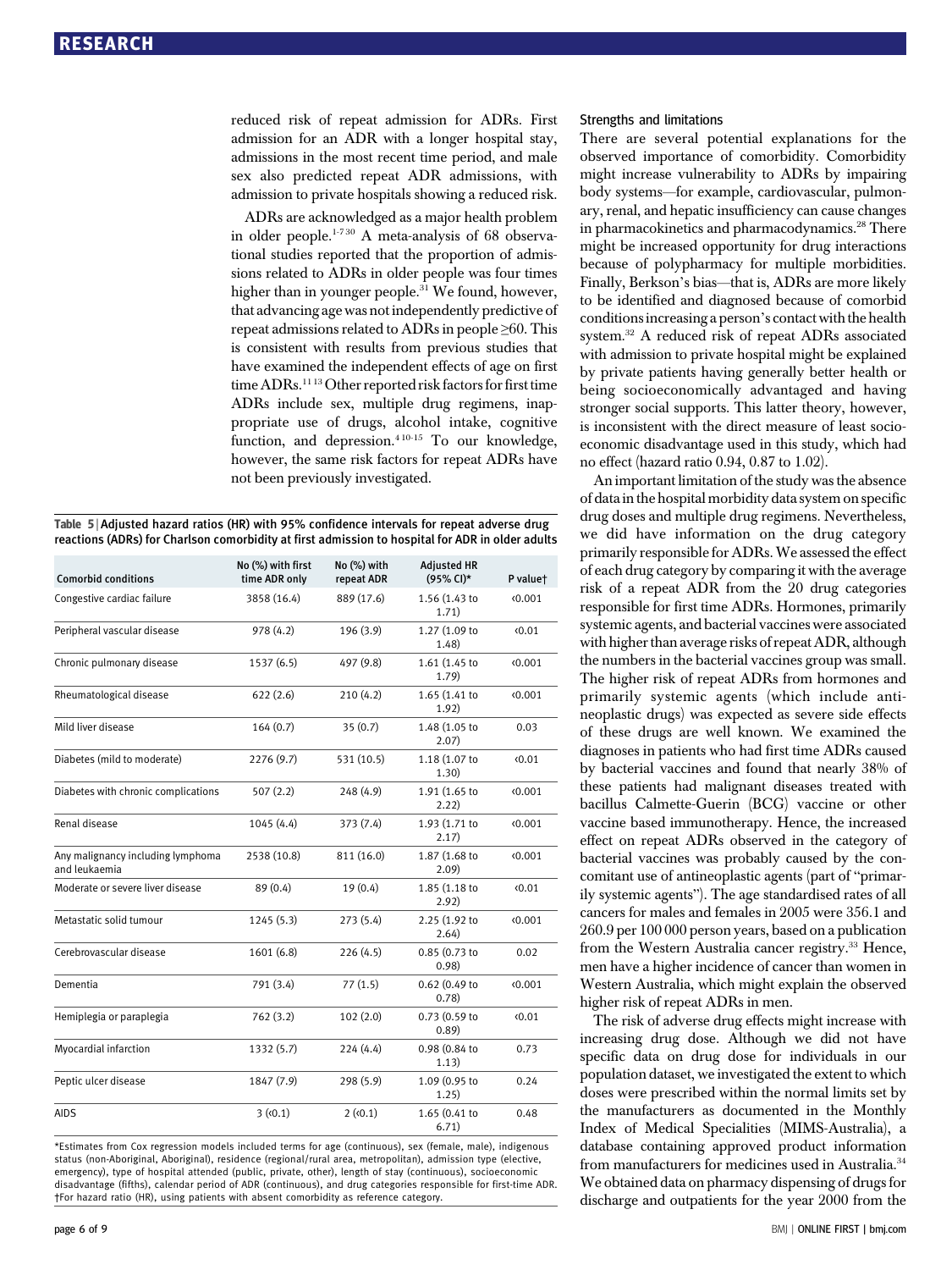reduced risk of repeat admission for ADRs. First admission for an ADR with a longer hospital stay, admissions in the most recent time period, and male sex also predicted repeat ADR admissions, with admission to private hospitals showing a reduced risk.

ADRs are acknowledged as a major health problem in older people.[1-7 30] A meta-analysis of 68 observational studies reported that the proportion of admissions related to ADRs in older people was four times higher than in younger people.[31] We found, however, that advancing age was not independently predictive of repeat admissions related to ADRs in people ≥60. This is consistent with results from previous studies that have examined the independent effects of age on first time ADRs.[11 13] Other reported risk factors for first time ADRs include sex, multiple drug regimens, inappropriate use of drugs, alcohol intake, cognitive function, and depression.[4 10-15] To our knowledge, however, the same risk factors for repeat ADRs have not been previously investigated.

**Table 5** | Adjusted hazard ratios (HR) with 95% confidence intervals for repeat adverse drug reactions (ADRs) for Charlson comorbidity at first admission to hospital for ADR in older adults

| Comorbid conditions | No (%) with first time ADR only | No (%) with repeat ADR | Adjusted HR (95% CI)* | P value† |
|---|---|---|---|---|
| Congestive cardiac failure | 3858 (16.4) | 889 (17.6) | 1.56 (1.43 to 1.71) | <0.001 |
| Peripheral vascular disease | 978 (4.2) | 196 (3.9) | 1.27 (1.09 to 1.48) | <0.01 |
| Chronic pulmonary disease | 1537 (6.5) | 497 (9.8) | 1.61 (1.45 to 1.79) | <0.001 |
| Rheumatological disease | 622 (2.6) | 210 (4.2) | 1.65 (1.41 to 1.92) | <0.001 |
| Mild liver disease | 164 (0.7) | 35 (0.7) | 1.48 (1.05 to 2.07) | 0.03 |
| Diabetes (mild to moderate) | 2276 (9.7) | 531 (10.5) | 1.18 (1.07 to 1.30) | <0.01 |
| Diabetes with chronic complications | 507 (2.2) | 248 (4.9) | 1.91 (1.65 to 2.22) | <0.001 |
| Renal disease | 1045 (4.4) | 373 (7.4) | 1.93 (1.71 to 2.17) | <0.001 |
| Any malignancy including lymphoma and leukaemia | 2538 (10.8) | 811 (16.0) | 1.87 (1.68 to 2.09) | <0.001 |
| Moderate or severe liver disease | 89 (0.4) | 19 (0.4) | 1.85 (1.18 to 2.92) | <0.01 |
| Metastatic solid tumour | 1245 (5.3) | 273 (5.4) | 2.25 (1.92 to 2.64) | <0.001 |
| Cerebrovascular disease | 1601 (6.8) | 226 (4.5) | 0.85 (0.73 to 0.98) | 0.02 |
| Dementia | 791 (3.4) | 77 (1.5) | 0.62 (0.49 to 0.78) | <0.001 |
| Hemiplegia or paraplegia | 762 (3.2) | 102 (2.0) | 0.73 (0.59 to 0.89) | <0.01 |
| Myocardial infarction | 1332 (5.7) | 224 (4.4) | 0.98 (0.84 to 1.13) | 0.73 |
| Peptic ulcer disease | 1847 (7.9) | 298 (5.9) | 1.09 (0.95 to 1.25) | 0.24 |
| AIDS | 3 (<0.1) | 2 (<0.1) | 1.65 (0.41 to 6.71) | 0.48 |

*Estimates from Cox regression models included terms for age (continuous), sex (female, male), indigenous status (non-Aboriginal, Aboriginal), residence (regional/rural area, metropolitan), admission type (elective, emergency), type of hospital attended (public, private, other), length of stay (continuous), socioeconomic disadvantage (fifths), calendar period of ADR (continuous), and drug categories responsible for first-time ADR.
†For hazard ratio (HR), using patients with absent comorbidity as reference category.

### Strengths and limitations

There are several potential explanations for the observed importance of comorbidity. Comorbidity might increase vulnerability to ADRs by impairing body systems—for example, cardiovascular, pulmonary, renal, and hepatic insufficiency can cause changes in pharmacokinetics and pharmacodynamics.[28] There might be increased opportunity for drug interactions because of polypharmacy for multiple morbidities. Finally, Berkson's bias—that is, ADRs are more likely to be identified and diagnosed because of comorbid conditions increasing a person's contact with the health system.[32] A reduced risk of repeat ADRs associated with admission to private hospital might be explained by private patients having generally better health or being socioeconomically advantaged and having stronger social supports. This latter theory, however, is inconsistent with the direct measure of least socioeconomic disadvantage used in this study, which had no effect (hazard ratio 0.94, 0.87 to 1.02).

An important limitation of the study was the absence of data in the hospital morbidity data system on specific drug doses and multiple drug regimens. Nevertheless, we did have information on the drug category primarily responsible for ADRs. We assessed the effect of each drug category by comparing it with the average risk of a repeat ADR from the 20 drug categories responsible for first time ADRs. Hormones, primarily systemic agents, and bacterial vaccines were associated with higher than average risks of repeat ADR, although the numbers in the bacterial vaccines group was small. The higher risk of repeat ADRs from hormones and primarily systemic agents (which include antineoplastic drugs) was expected as severe side effects of these drugs are well known. We examined the diagnoses in patients who had first time ADRs caused by bacterial vaccines and found that nearly 38% of these patients had malignant diseases treated with bacillus Calmette-Guerin (BCG) vaccine or other vaccine based immunotherapy. Hence, the increased effect on repeat ADRs observed in the category of bacterial vaccines was probably caused by the concomitant use of antineoplastic agents (part of "primarily systemic agents"). The age standardised rates of all cancers for males and females in 2005 were 356.1 and 260.9 per 100 000 person years, based on a publication from the Western Australia cancer registry.[33] Hence, men have a higher incidence of cancer than women in Western Australia, which might explain the observed higher risk of repeat ADRs in men.

The risk of adverse drug effects might increase with increasing drug dose. Although we did not have specific data on drug dose for individuals in our population dataset, we investigated the extent to which doses were prescribed within the normal limits set by the manufacturers as documented in the Monthly Index of Medical Specialities (MIMS-Australia), a database containing approved product information from manufacturers for medicines used in Australia.[34] We obtained data on pharmacy dispensing of drugs for discharge and outpatients for the year 2000 from the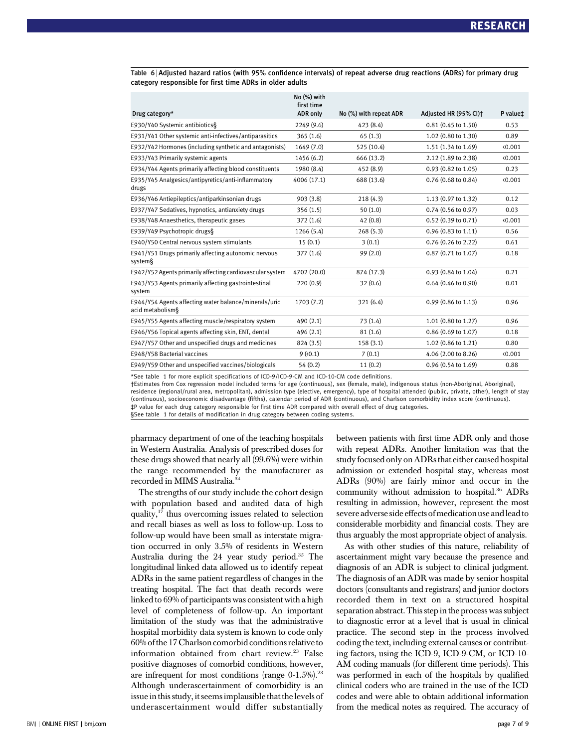Table 6 | Adjusted hazard ratios (with 95% confidence intervals) of repeat adverse drug reactions (ADRs) for primary drug category responsible for first time ADRs in older adults

| Drug category* | No (%) with first time ADR only | No (%) with repeat ADR | Adjusted HR (95% CI)† | P value‡ |
|---|---|---|---|---|
| E930/Y40 Systemic antibiotics§ | 2249 (9.6) | 423 (8.4) | 0.81 (0.45 to 1.50) | 0.53 |
| E931/Y41 Other systemic anti-infectives/antiparasitics | 365 (1.6) | 65 (1.3) | 1.02 (0.80 to 1.30) | 0.89 |
| E932/Y42 Hormones (including synthetic and antagonists) | 1649 (7.0) | 525 (10.4) | 1.51 (1.34 to 1.69) | <0.001 |
| E933/Y43 Primarily systemic agents | 1456 (6.2) | 666 (13.2) | 2.12 (1.89 to 2.38) | <0.001 |
| E934/Y44 Agents primarily affecting blood constituents | 1980 (8.4) | 452 (8.9) | 0.93 (0.82 to 1.05) | 0.23 |
| E935/Y45 Analgesics/antipyretics/anti-inflammatory drugs | 4006 (17.1) | 688 (13.6) | 0.76 (0.68 to 0.84) | <0.001 |
| E936/Y46 Antiepileptics/antiparkinsonian drugs | 903 (3.8) | 218 (4.3) | 1.13 (0.97 to 1.32) | 0.12 |
| E937/Y47 Sedatives, hypnotics, antianxiety drugs | 356 (1.5) | 50 (1.0) | 0.74 (0.56 to 0.97) | 0.03 |
| E938/Y48 Anaesthetics, therapeutic gases | 372 (1.6) | 42 (0.8) | 0.52 (0.39 to 0.71) | <0.001 |
| E939/Y49 Psychotropic drugs§ | 1266 (5.4) | 268 (5.3) | 0.96 (0.83 to 1.11) | 0.56 |
| E940/Y50 Central nervous system stimulants | 15 (0.1) | 3 (0.1) | 0.76 (0.26 to 2.22) | 0.61 |
| E941/Y51 Drugs primarily affecting autonomic nervous system§ | 377 (1.6) | 99 (2.0) | 0.87 (0.71 to 1.07) | 0.18 |
| E942/Y52 Agents primarily affecting cardiovascular system | 4702 (20.0) | 874 (17.3) | 0.93 (0.84 to 1.04) | 0.21 |
| E943/Y53 Agents primarily affecting gastrointestinal system | 220 (0.9) | 32 (0.6) | 0.64 (0.46 to 0.90) | 0.01 |
| E944/Y54 Agents affecting water balance/minerals/uric acid metabolism§ | 1703 (7.2) | 321 (6.4) | 0.99 (0.86 to 1.13) | 0.96 |
| E945/Y55 Agents affecting muscle/respiratory system | 490 (2.1) | 73 (1.4) | 1.01 (0.80 to 1.27) | 0.96 |
| E946/Y56 Topical agents affecting skin, ENT, dental | 496 (2.1) | 81 (1.6) | 0.86 (0.69 to 1.07) | 0.18 |
| E947/Y57 Other and unspecified drugs and medicines | 824 (3.5) | 158 (3.1) | 1.02 (0.86 to 1.21) | 0.80 |
| E948/Y58 Bacterial vaccines | 9 (<0.1) | 7 (0.1) | 4.06 (2.00 to 8.26) | <0.001 |
| E949/Y59 Other and unspecified vaccines/biologicals | 54 (0.2) | 11 (0.2) | 0.96 (0.54 to 1.69) | 0.88 |

*See table 1 for more explicit specifications of ICD-9/ICD-9-CM and ICD-10-CM code definitions.
†Estimates from Cox regression model included terms for age (continuous), sex (female, male), indigenous status (non-Aboriginal, Aboriginal), residence (regional/rural area, metropolitan), admission type (elective, emergency), type of hospital attended (public, private, other), length of stay (continuous), socioeconomic disadvantage (fifths), calendar period of ADR (continuous), and Charlson comorbidity index score (continuous).
‡P value for each drug category responsible for first time ADR compared with overall effect of drug categories.
§See table 1 for details of modification in drug category between coding systems.

pharmacy department of one of the teaching hospitals in Western Australia. Analysis of prescribed doses for these drugs showed that nearly all (99.6%) were within the range recommended by the manufacturer as recorded in MIMS Australia.[34]

The strengths of our study include the cohort design with population based and audited data of high quality,[17] thus overcoming issues related to selection and recall biases as well as loss to follow-up. Loss to follow-up would have been small as interstate migration occurred in only 3.5% of residents in Western Australia during the 24 year study period.[35] The longitudinal linked data allowed us to identify repeat ADRs in the same patient regardless of changes in the treating hospital. The fact that death records were linked to 69% of participants was consistent with a high level of completeness of follow-up. An important limitation of the study was that the administrative hospital morbidity data system is known to code only 60% of the 17 Charlson comorbid conditions relative to information obtained from chart review.[23] False positive diagnoses of comorbid conditions, however, are infrequent for most conditions (range 0-1.5%).[23] Although underascertainment of comorbidity is an issue in this study, it seems implausible that the levels of underascertainment would differ substantially between patients with first time ADR only and those with repeat ADRs. Another limitation was that the study focused only on ADRs that either caused hospital admission or extended hospital stay, whereas most ADRs (90%) are fairly minor and occur in the community without admission to hospital.[36] ADRs resulting in admission, however, represent the most severe adverse side effects of medication use and lead to considerable morbidity and financial costs. They are thus arguably the most appropriate object of analysis.

As with other studies of this nature, reliability of ascertainment might vary because the presence and diagnosis of an ADR is subject to clinical judgment. The diagnosis of an ADR was made by senior hospital doctors (consultants and registrars) and junior doctors recorded them in text on a structured hospital separation abstract. This step in the process was subject to diagnostic error at a level that is usual in clinical practice. The second step in the process involved coding the text, including external causes or contributing factors, using the ICD-9, ICD-9-CM, or ICD-10-AM coding manuals (for different time periods). This was performed in each of the hospitals by qualified clinical coders who are trained in the use of the ICD codes and were able to obtain additional information from the medical notes as required. The accuracy of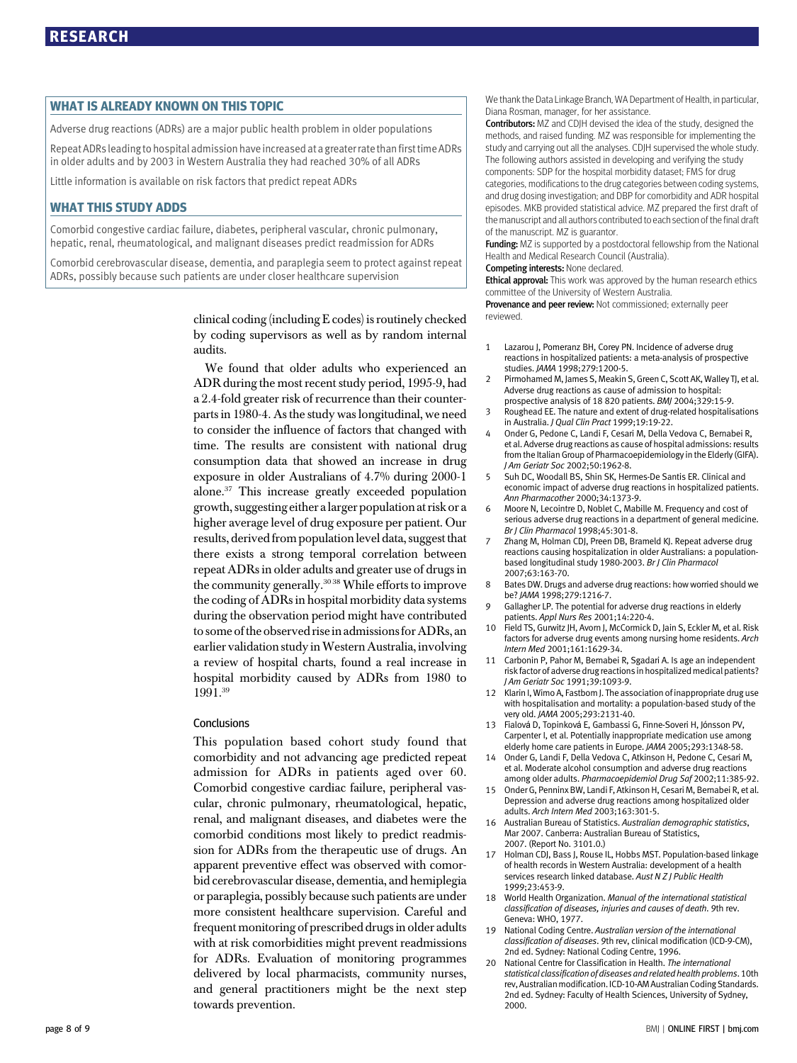## WHAT IS ALREADY KNOWN ON THIS TOPIC

Adverse drug reactions (ADRs) are a major public health problem in older populations

Repeat ADRs leading to hospital admission have increased at a greater rate than first time ADRs in older adults and by 2003 in Western Australia they had reached 30% of all ADRs

Little information is available on risk factors that predict repeat ADRs

## WHAT THIS STUDY ADDS

Comorbid congestive cardiac failure, diabetes, peripheral vascular, chronic pulmonary, hepatic, renal, rheumatological, and malignant diseases predict readmission for ADRs

Comorbid cerebrovascular disease, dementia, and paraplegia seem to protect against repeat ADRs, possibly because such patients are under closer healthcare supervision

clinical coding (including E codes) is routinely checked by coding supervisors as well as by random internal audits.

We found that older adults who experienced an ADR during the most recent study period, 1995-9, had a 2.4-fold greater risk of recurrence than their counterparts in 1980-4. As the study was longitudinal, we need to consider the influence of factors that changed with time. The results are consistent with national drug consumption data that showed an increase in drug exposure in older Australians of 4.7% during 2000-1 alone.[37] This increase greatly exceeded population growth, suggesting either a larger population at risk or a higher average level of drug exposure per patient. Our results, derived from population level data, suggest that there exists a strong temporal correlation between repeat ADRs in older adults and greater use of drugs in the community generally.[30 38] While efforts to improve the coding of ADRs in hospital morbidity data systems during the observation period might have contributed to some of the observed rise in admissions for ADRs, an earlier validation study in Western Australia, involving a review of hospital charts, found a real increase in hospital morbidity caused by ADRs from 1980 to 1991.[39]

### Conclusions

This population based cohort study found that comorbidity and not advancing age predicted repeat admission for ADRs in patients aged over 60. Comorbid congestive cardiac failure, peripheral vascular, chronic pulmonary, rheumatological, hepatic, renal, and malignant diseases, and diabetes were the comorbid conditions most likely to predict readmission for ADRs from the therapeutic use of drugs. An apparent preventive effect was observed with comorbid cerebrovascular disease, dementia, and hemiplegia or paraplegia, possibly because such patients are under more consistent healthcare supervision. Careful and frequent monitoring of prescribed drugs in older adults with at risk comorbidities might prevent readmissions for ADRs. Evaluation of monitoring programmes delivered by local pharmacists, community nurses, and general practitioners might be the next step towards prevention.

We thank the Data Linkage Branch, WA Department of Health, in particular, Diana Rosman, manager, for her assistance.

**Contributors:** MZ and CDJH devised the idea of the study, designed the methods, and raised funding. MZ was responsible for implementing the study and carrying out all the analyses. CDJH supervised the whole study. The following authors assisted in developing and verifying the study components: SDP for the hospital morbidity dataset; FMS for drug categories, modifications to the drug categories between coding systems, and drug dosing investigation; and DBP for comorbidity and ADR hospital episodes. MKB provided statistical advice. MZ prepared the first draft of the manuscript and all authors contributed to each section of the final draft of the manuscript. MZ is guarantor.

**Funding:** MZ is supported by a postdoctoral fellowship from the National Health and Medical Research Council (Australia).

**Competing interests:** None declared.

**Ethical approval:** This work was approved by the human research ethics committee of the University of Western Australia.

**Provenance and peer review:** Not commissioned; externally peer reviewed.

1. Lazarou J, Pomeranz BH, Corey PN. Incidence of adverse drug reactions in hospitalized patients: a meta-analysis of prospective studies. *JAMA* 1998;279:1200-5.
2. Pirmohamed M, James S, Meakin S, Green C, Scott AK, Walley TJ, et al. Adverse drug reactions as cause of admission to hospital: prospective analysis of 18 820 patients. *BMJ* 2004;329:15-9.
3. Roughead EE. The nature and extent of drug-related hospitalisations in Australia. *J Qual Clin Pract* 1999;19:19-22.
4. Onder G, Pedone C, Landi F, Cesari M, Della Vedova C, Bernabei R, et al. Adverse drug reactions as cause of hospital admissions: results from the Italian Group of Pharmacoepidemiology in the Elderly (GIFA). *J Am Geriatr Soc* 2002;50:1962-8.
5. Suh DC, Woodall BS, Shin SK, Hermes-De Santis ER. Clinical and economic impact of adverse drug reactions in hospitalized patients. *Ann Pharmacother* 2000;34:1373-9.
6. Moore N, Lecointre D, Noblet C, Mabille M. Frequency and cost of serious adverse drug reactions in a department of general medicine. *Br J Clin Pharmacol* 1998;45:301-8.
7. Zhang M, Holman CDJ, Preen DB, Brameld KJ. Repeat adverse drug reactions causing hospitalization in older Australians: a population-based longitudinal study 1980-2003. *Br J Clin Pharmacol* 2007;63:163-70.
8. Bates DW. Drugs and adverse drug reactions: how worried should we be? *JAMA* 1998;279:1216-7.
9. Gallagher LP. The potential for adverse drug reactions in elderly patients. *Appl Nurs Res* 2001;14:220-4.
10. Field TS, Gurwitz JH, Avorn J, McCormick D, Jain S, Eckler M, et al. Risk factors for adverse drug events among nursing home residents. *Arch Intern Med* 2001;161:1629-34.
11. Carbonin P, Pahor M, Bernabei R, Sgadari A. Is age an independent risk factor of adverse drug reactions in hospitalized medical patients? *J Am Geriatr Soc* 1991;39:1093-9.
12. Klarin I, Wimo A, Fastbom J. The association of inappropriate drug use with hospitalisation and mortality: a population-based study of the very old. *JAMA* 2005;293:2131-40.
13. Fialová D, Topinková E, Gambassi G, Finne-Soveri H, Jónsson PV, Carpenter I, et al. Potentially inappropriate medication use among elderly home care patients in Europe. *JAMA* 2005;293:1348-58.
14. Onder G, Landi F, Della Vedova C, Atkinson H, Pedone C, Cesari M, et al. Moderate alcohol consumption and adverse drug reactions among older adults. *Pharmacoepidemiol Drug Saf* 2002;11:385-92.
15. Onder G, Penninx BW, Landi F, Atkinson H, Cesari M, Bernabei R, et al. Depression and adverse drug reactions among hospitalized older adults. *Arch Intern Med* 2003;163:301-5.
16. Australian Bureau of Statistics. *Australian demographic statistics*, Mar 2007. Canberra: Australian Bureau of Statistics, 2007. (Report No. 3101.0.)
17. Holman CDJ, Bass J, Rouse IL, Hobbs MST. Population-based linkage of health records in Western Australia: development of a health services research linked database. *Aust N Z J Public Health* 1999;23:453-9.
18. World Health Organization. *Manual of the international statistical classification of diseases, injuries and causes of death*. 9th rev. Geneva: WHO, 1977.
19. National Coding Centre. *Australian version of the international classification of diseases*. 9th rev, clinical modification (ICD-9-CM), 2nd ed. Sydney: National Coding Centre, 1996.
20. National Centre for Classification in Health. *The international statistical classification of diseases and related health problems*. 10th rev, Australian modification. ICD-10-AM Australian Coding Standards. 2nd ed. Sydney: Faculty of Health Sciences, University of Sydney, 2000.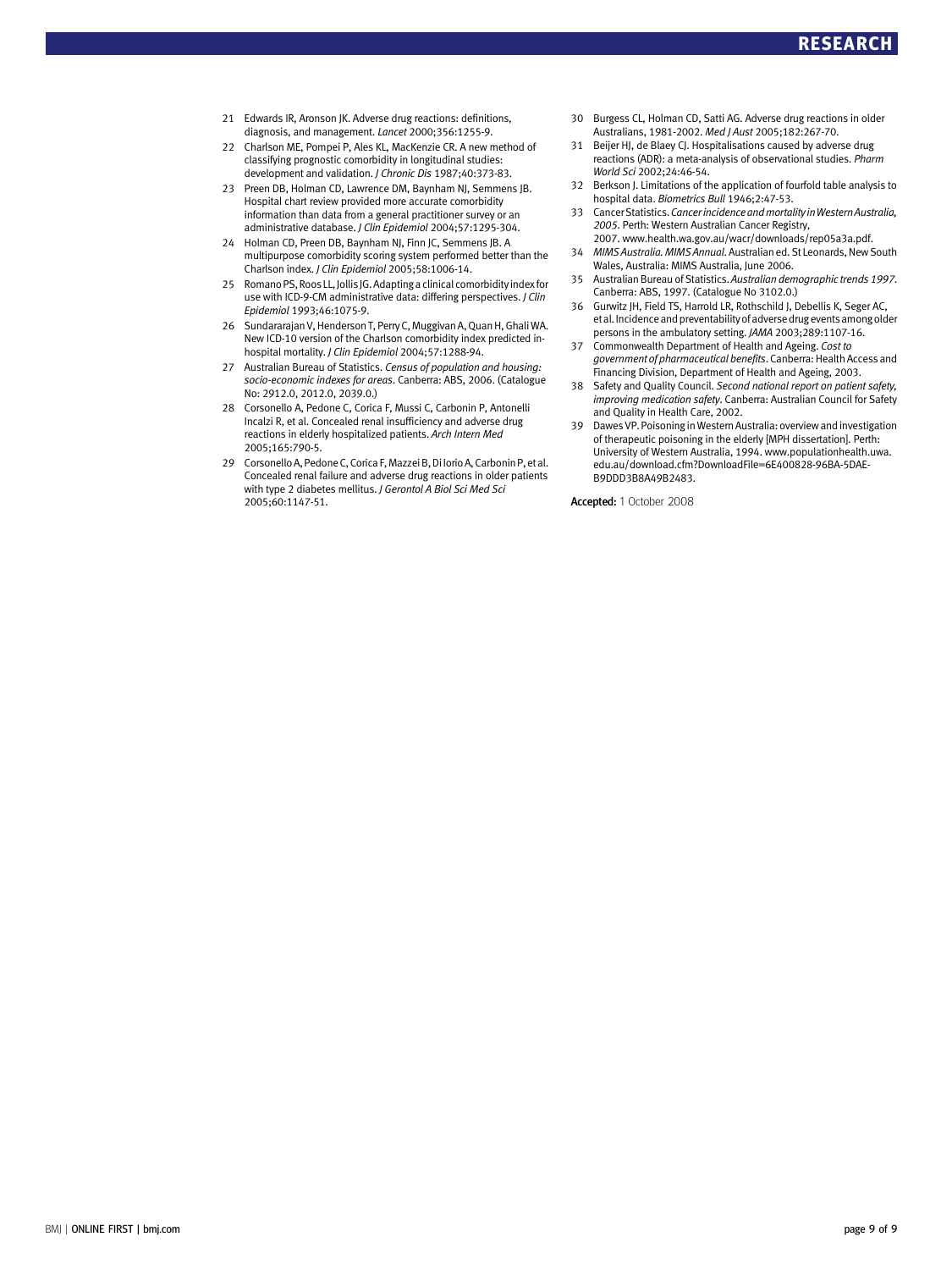21 Edwards IR, Aronson JK. Adverse drug reactions: definitions, diagnosis, and management. *Lancet* 2000;356:1255-9.

22 Charlson ME, Pompei P, Ales KL, MacKenzie CR. A new method of classifying prognostic comorbidity in longitudinal studies: development and validation. *J Chronic Dis* 1987;40:373-83.

23 Preen DB, Holman CD, Lawrence DM, Baynham NJ, Semmens JB. Hospital chart review provided more accurate comorbidity information than data from a general practitioner survey or an administrative database. *J Clin Epidemiol* 2004;57:1295-304.

24 Holman CD, Preen DB, Baynham NJ, Finn JC, Semmens JB. A multipurpose comorbidity scoring system performed better than the Charlson index. *J Clin Epidemiol* 2005;58:1006-14.

25 Romano PS, Roos LL, Jollis JG. Adapting a clinical comorbidity index for use with ICD-9-CM administrative data: differing perspectives. *J Clin Epidemiol* 1993;46:1075-9.

26 Sundararajan V, Henderson T, Perry C, Muggivan A, Quan H, Ghali WA. New ICD-10 version of the Charlson comorbidity index predicted in-hospital mortality. *J Clin Epidemiol* 2004;57:1288-94.

27 Australian Bureau of Statistics. *Census of population and housing: socio-economic indexes for areas*. Canberra: ABS, 2006. (Catalogue No: 2912.0, 2012.0, 2039.0.)

28 Corsonello A, Pedone C, Corica F, Mussi C, Carbonin P, Antonelli Incalzi R, et al. Concealed renal insufficiency and adverse drug reactions in elderly hospitalized patients. *Arch Intern Med* 2005;165:790-5.

29 Corsonello A, Pedone C, Corica F, Mazzei B, Di Iorio A, Carbonin P, et al. Concealed renal failure and adverse drug reactions in older patients with type 2 diabetes mellitus. *J Gerontol A Biol Sci Med Sci* 2005;60:1147-51.

30 Burgess CL, Holman CD, Satti AG. Adverse drug reactions in older Australians, 1981-2002. *Med J Aust* 2005;182:267-70.

31 Beijer HJ, de Blaey CJ. Hospitalisations caused by adverse drug reactions (ADR): a meta-analysis of observational studies. *Pharm World Sci* 2002;24:46-54.

32 Berkson J. Limitations of the application of fourfold table analysis to hospital data. *Biometrics Bull* 1946;2:47-53.

33 Cancer Statistics. *Cancer incidence and mortality in Western Australia, 2005*. Perth: Western Australian Cancer Registry, 2007. www.health.wa.gov.au/wacr/downloads/rep05a3a.pdf.

34 *MIMS Australia. MIMS Annual*. Australian ed. St Leonards, New South Wales, Australia: MIMS Australia, June 2006.

35 Australian Bureau of Statistics. *Australian demographic trends 1997*. Canberra: ABS, 1997. (Catalogue No 3102.0.)

36 Gurwitz JH, Field TS, Harrold LR, Rothschild J, Debellis K, Seger AC, et al. Incidence and preventability of adverse drug events among older persons in the ambulatory setting. *JAMA* 2003;289:1107-16.

37 Commonwealth Department of Health and Ageing. *Cost to government of pharmaceutical benefits*. Canberra: Health Access and Financing Division, Department of Health and Ageing, 2003.

38 Safety and Quality Council. *Second national report on patient safety, improving medication safety*. Canberra: Australian Council for Safety and Quality in Health Care, 2002.

39 Dawes VP. Poisoning in Western Australia: overview and investigation of therapeutic poisoning in the elderly [MPH dissertation]. Perth: University of Western Australia, 1994. www.populationhealth.uwa.edu.au/download.cfm?DownloadFile=6E400828-96BA-5DAE-B9DDD3B8A49B2483.

**Accepted:** 1 October 2008